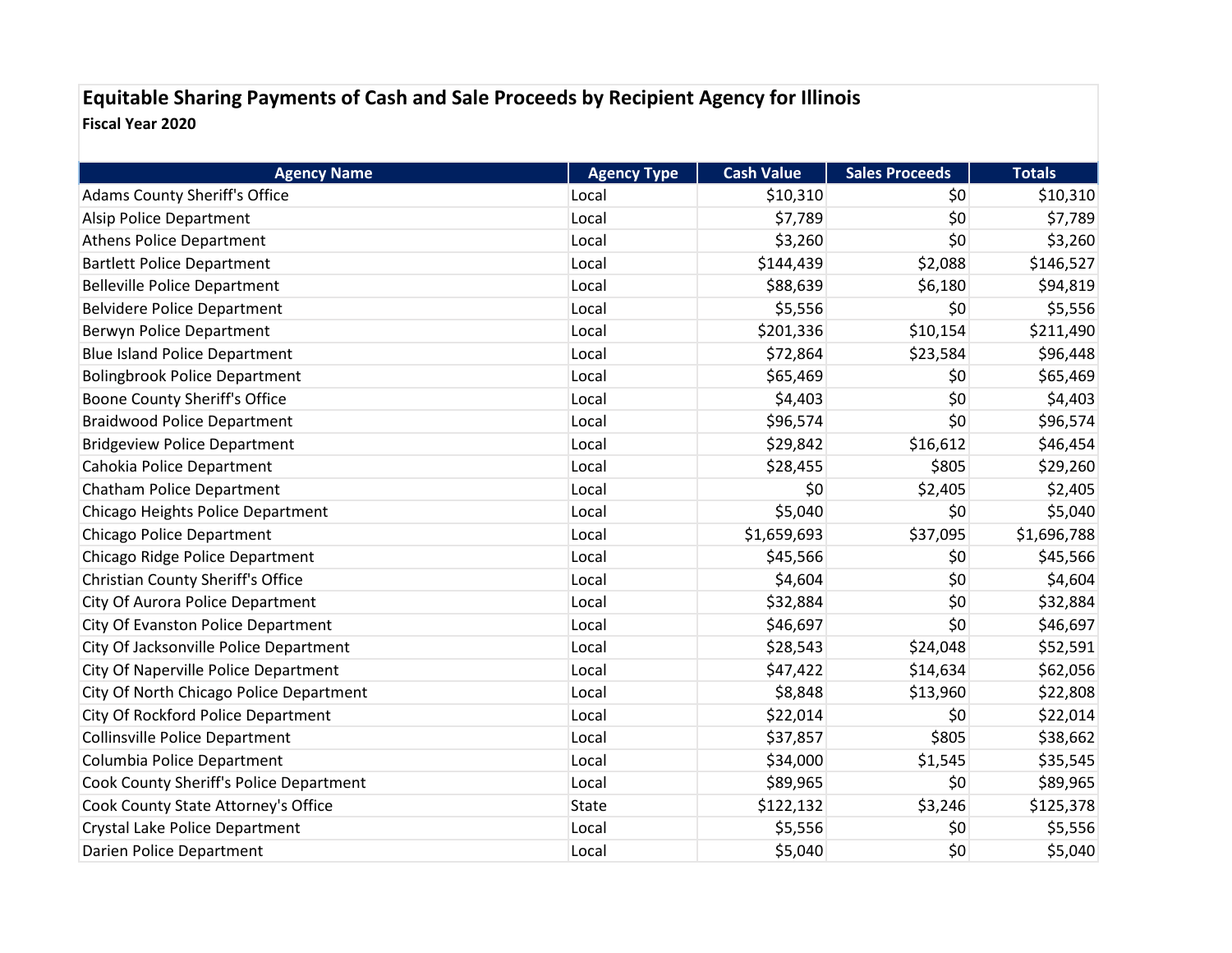## Equitable Sharing Payments of Cash and Sale Proceeds by Recipient Agency for Illinois

**Fiscal Year 2020**

| Agency Name | Agency Type | Cash Value | Sales Proceeds | Totals |
|---|---|---|---|---|
| Adams County Sheriff's Office | Local | $10,310 | $0 | $10,310 |
| Alsip Police Department | Local | $7,789 | $0 | $7,789 |
| Athens Police Department | Local | $3,260 | $0 | $3,260 |
| Bartlett Police Department | Local | $144,439 | $2,088 | $146,527 |
| Belleville Police Department | Local | $88,639 | $6,180 | $94,819 |
| Belvidere Police Department | Local | $5,556 | $0 | $5,556 |
| Berwyn Police Department | Local | $201,336 | $10,154 | $211,490 |
| Blue Island Police Department | Local | $72,864 | $23,584 | $96,448 |
| Bolingbrook Police Department | Local | $65,469 | $0 | $65,469 |
| Boone County Sheriff's Office | Local | $4,403 | $0 | $4,403 |
| Braidwood Police Department | Local | $96,574 | $0 | $96,574 |
| Bridgeview Police Department | Local | $29,842 | $16,612 | $46,454 |
| Cahokia Police Department | Local | $28,455 | $805 | $29,260 |
| Chatham Police Department | Local | $0 | $2,405 | $2,405 |
| Chicago Heights Police Department | Local | $5,040 | $0 | $5,040 |
| Chicago Police Department | Local | $1,659,693 | $37,095 | $1,696,788 |
| Chicago Ridge Police Department | Local | $45,566 | $0 | $45,566 |
| Christian County Sheriff's Office | Local | $4,604 | $0 | $4,604 |
| City Of Aurora Police Department | Local | $32,884 | $0 | $32,884 |
| City Of Evanston Police Department | Local | $46,697 | $0 | $46,697 |
| City Of Jacksonville Police Department | Local | $28,543 | $24,048 | $52,591 |
| City Of Naperville Police Department | Local | $47,422 | $14,634 | $62,056 |
| City Of North Chicago Police Department | Local | $8,848 | $13,960 | $22,808 |
| City Of Rockford Police Department | Local | $22,014 | $0 | $22,014 |
| Collinsville Police Department | Local | $37,857 | $805 | $38,662 |
| Columbia Police Department | Local | $34,000 | $1,545 | $35,545 |
| Cook County Sheriff's Police Department | Local | $89,965 | $0 | $89,965 |
| Cook County State Attorney's Office | State | $122,132 | $3,246 | $125,378 |
| Crystal Lake Police Department | Local | $5,556 | $0 | $5,556 |
| Darien Police Department | Local | $5,040 | $0 | $5,040 |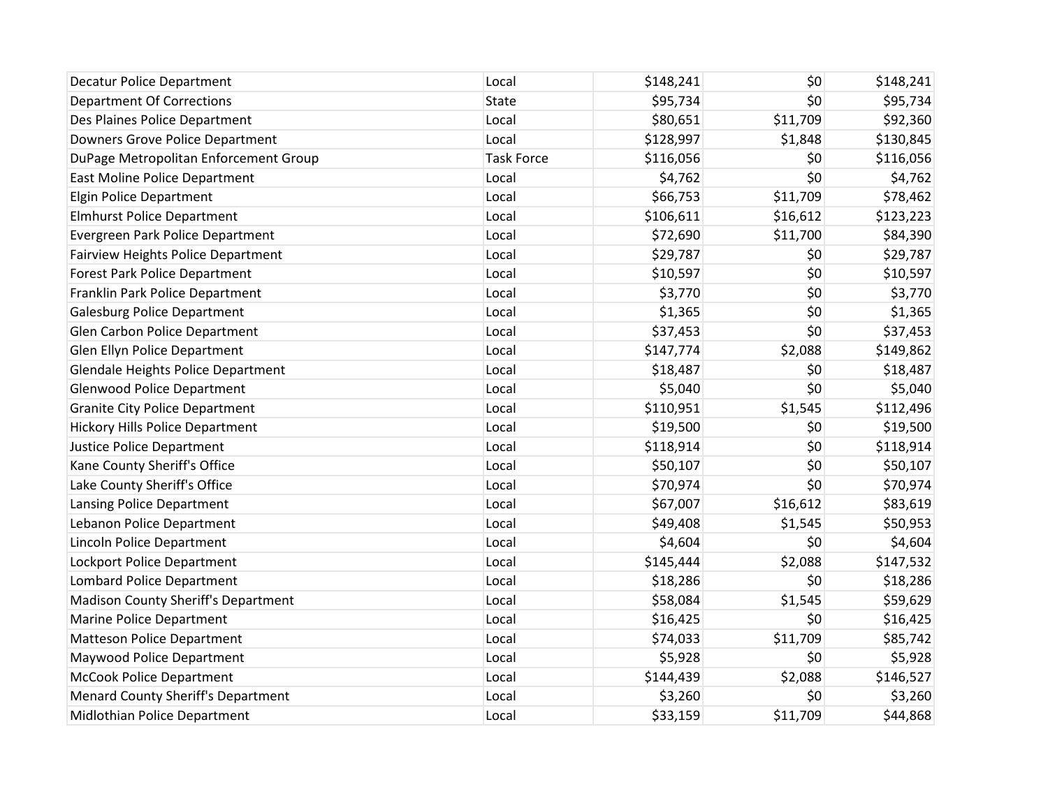| | | | | |
|---|---|---|---|---|
| Decatur Police Department | Local | $148,241 | $0 | $148,241 |
| Department Of Corrections | State | $95,734 | $0 | $95,734 |
| Des Plaines Police Department | Local | $80,651 | $11,709 | $92,360 |
| Downers Grove Police Department | Local | $128,997 | $1,848 | $130,845 |
| DuPage Metropolitan Enforcement Group | Task Force | $116,056 | $0 | $116,056 |
| East Moline Police Department | Local | $4,762 | $0 | $4,762 |
| Elgin Police Department | Local | $66,753 | $11,709 | $78,462 |
| Elmhurst Police Department | Local | $106,611 | $16,612 | $123,223 |
| Evergreen Park Police Department | Local | $72,690 | $11,700 | $84,390 |
| Fairview Heights Police Department | Local | $29,787 | $0 | $29,787 |
| Forest Park Police Department | Local | $10,597 | $0 | $10,597 |
| Franklin Park Police Department | Local | $3,770 | $0 | $3,770 |
| Galesburg Police Department | Local | $1,365 | $0 | $1,365 |
| Glen Carbon Police Department | Local | $37,453 | $0 | $37,453 |
| Glen Ellyn Police Department | Local | $147,774 | $2,088 | $149,862 |
| Glendale Heights Police Department | Local | $18,487 | $0 | $18,487 |
| Glenwood Police Department | Local | $5,040 | $0 | $5,040 |
| Granite City Police Department | Local | $110,951 | $1,545 | $112,496 |
| Hickory Hills Police Department | Local | $19,500 | $0 | $19,500 |
| Justice Police Department | Local | $118,914 | $0 | $118,914 |
| Kane County Sheriff's Office | Local | $50,107 | $0 | $50,107 |
| Lake County Sheriff's Office | Local | $70,974 | $0 | $70,974 |
| Lansing Police Department | Local | $67,007 | $16,612 | $83,619 |
| Lebanon Police Department | Local | $49,408 | $1,545 | $50,953 |
| Lincoln Police Department | Local | $4,604 | $0 | $4,604 |
| Lockport Police Department | Local | $145,444 | $2,088 | $147,532 |
| Lombard Police Department | Local | $18,286 | $0 | $18,286 |
| Madison County Sheriff's Department | Local | $58,084 | $1,545 | $59,629 |
| Marine Police Department | Local | $16,425 | $0 | $16,425 |
| Matteson Police Department | Local | $74,033 | $11,709 | $85,742 |
| Maywood Police Department | Local | $5,928 | $0 | $5,928 |
| McCook Police Department | Local | $144,439 | $2,088 | $146,527 |
| Menard County Sheriff's Department | Local | $3,260 | $0 | $3,260 |
| Midlothian Police Department | Local | $33,159 | $11,709 | $44,868 |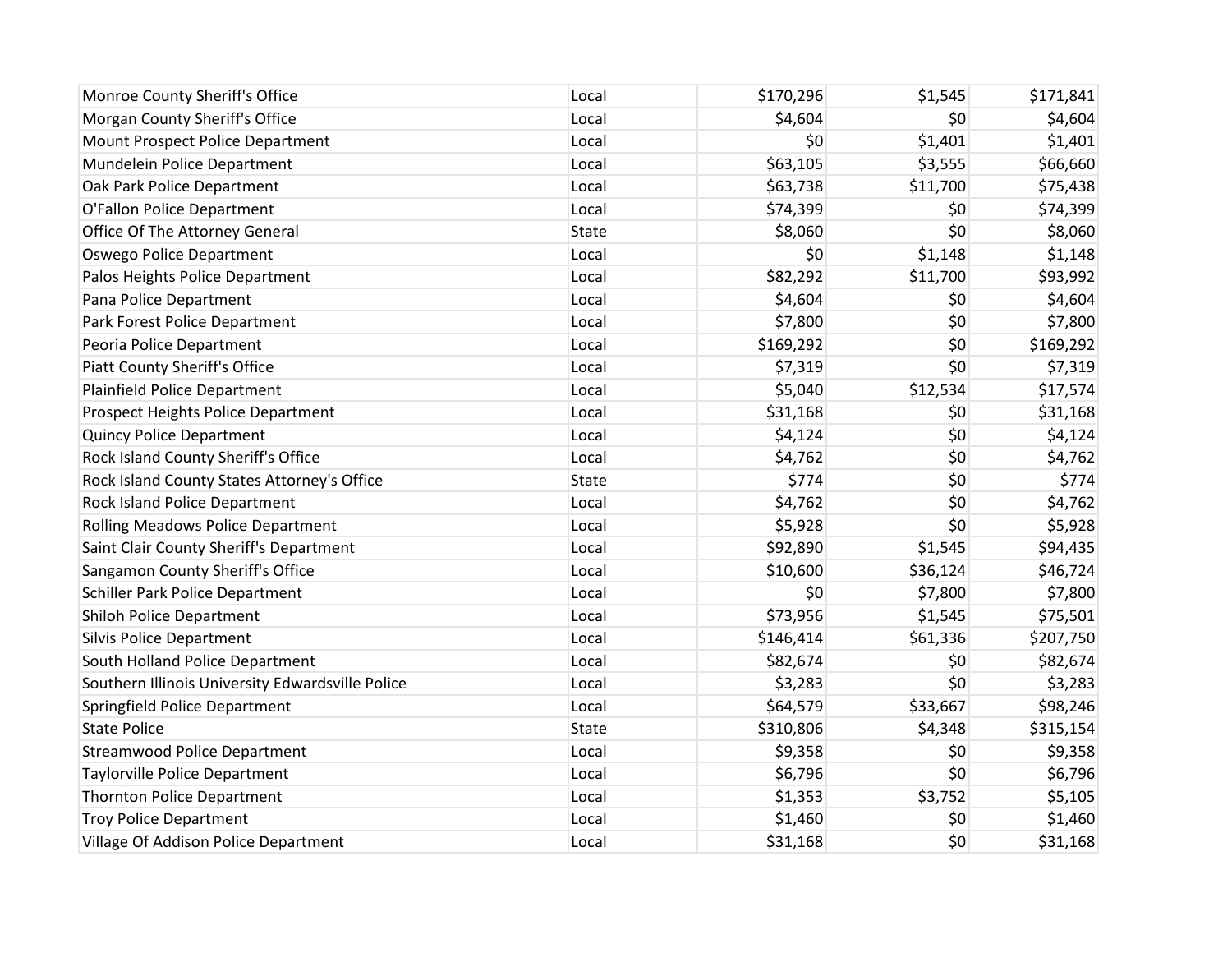| | | | | |
|---|---|---|---|---|
| Monroe County Sheriff's Office | Local | $170,296 | $1,545 | $171,841 |
| Morgan County Sheriff's Office | Local | $4,604 | $0 | $4,604 |
| Mount Prospect Police Department | Local | $0 | $1,401 | $1,401 |
| Mundelein Police Department | Local | $63,105 | $3,555 | $66,660 |
| Oak Park Police Department | Local | $63,738 | $11,700 | $75,438 |
| O'Fallon Police Department | Local | $74,399 | $0 | $74,399 |
| Office Of The Attorney General | State | $8,060 | $0 | $8,060 |
| Oswego Police Department | Local | $0 | $1,148 | $1,148 |
| Palos Heights Police Department | Local | $82,292 | $11,700 | $93,992 |
| Pana Police Department | Local | $4,604 | $0 | $4,604 |
| Park Forest Police Department | Local | $7,800 | $0 | $7,800 |
| Peoria Police Department | Local | $169,292 | $0 | $169,292 |
| Piatt County Sheriff's Office | Local | $7,319 | $0 | $7,319 |
| Plainfield Police Department | Local | $5,040 | $12,534 | $17,574 |
| Prospect Heights Police Department | Local | $31,168 | $0 | $31,168 |
| Quincy Police Department | Local | $4,124 | $0 | $4,124 |
| Rock Island County Sheriff's Office | Local | $4,762 | $0 | $4,762 |
| Rock Island County States Attorney's Office | State | $774 | $0 | $774 |
| Rock Island Police Department | Local | $4,762 | $0 | $4,762 |
| Rolling Meadows Police Department | Local | $5,928 | $0 | $5,928 |
| Saint Clair County Sheriff's Department | Local | $92,890 | $1,545 | $94,435 |
| Sangamon County Sheriff's Office | Local | $10,600 | $36,124 | $46,724 |
| Schiller Park Police Department | Local | $0 | $7,800 | $7,800 |
| Shiloh Police Department | Local | $73,956 | $1,545 | $75,501 |
| Silvis Police Department | Local | $146,414 | $61,336 | $207,750 |
| South Holland Police Department | Local | $82,674 | $0 | $82,674 |
| Southern Illinois University Edwardsville Police | Local | $3,283 | $0 | $3,283 |
| Springfield Police Department | Local | $64,579 | $33,667 | $98,246 |
| State Police | State | $310,806 | $4,348 | $315,154 |
| Streamwood Police Department | Local | $9,358 | $0 | $9,358 |
| Taylorville Police Department | Local | $6,796 | $0 | $6,796 |
| Thornton Police Department | Local | $1,353 | $3,752 | $5,105 |
| Troy Police Department | Local | $1,460 | $0 | $1,460 |
| Village Of Addison Police Department | Local | $31,168 | $0 | $31,168 |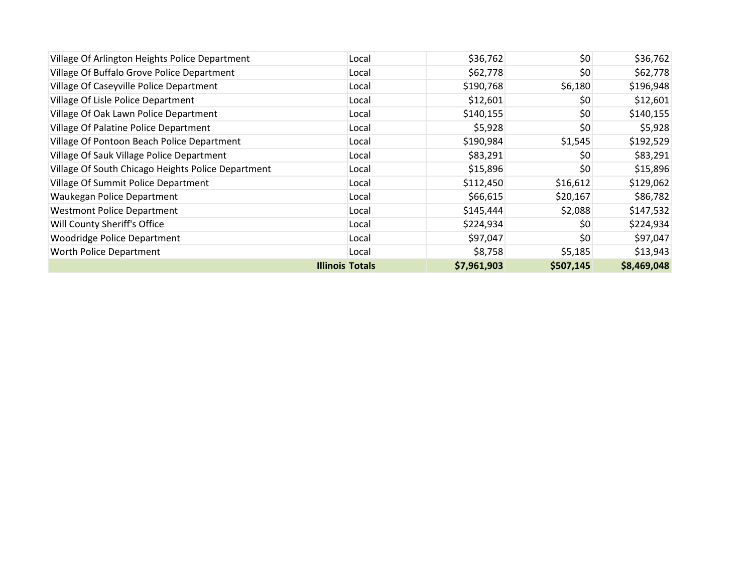| | | | | |
|---|---|---|---|---|
| Village Of Arlington Heights Police Department | Local | $36,762 | $0 | $36,762 |
| Village Of Buffalo Grove Police Department | Local | $62,778 | $0 | $62,778 |
| Village Of Caseyville Police Department | Local | $190,768 | $6,180 | $196,948 |
| Village Of Lisle Police Department | Local | $12,601 | $0 | $12,601 |
| Village Of Oak Lawn Police Department | Local | $140,155 | $0 | $140,155 |
| Village Of Palatine Police Department | Local | $5,928 | $0 | $5,928 |
| Village Of Pontoon Beach Police Department | Local | $190,984 | $1,545 | $192,529 |
| Village Of Sauk Village Police Department | Local | $83,291 | $0 | $83,291 |
| Village Of South Chicago Heights Police Department | Local | $15,896 | $0 | $15,896 |
| Village Of Summit Police Department | Local | $112,450 | $16,612 | $129,062 |
| Waukegan Police Department | Local | $66,615 | $20,167 | $86,782 |
| Westmont Police Department | Local | $145,444 | $2,088 | $147,532 |
| Will County Sheriff's Office | Local | $224,934 | $0 | $224,934 |
| Woodridge Police Department | Local | $97,047 | $0 | $97,047 |
| Worth Police Department | Local | $8,758 | $5,185 | $13,943 |
| **Illinois** | **Totals** | **$7,961,903** | **$507,145** | **$8,469,048** |